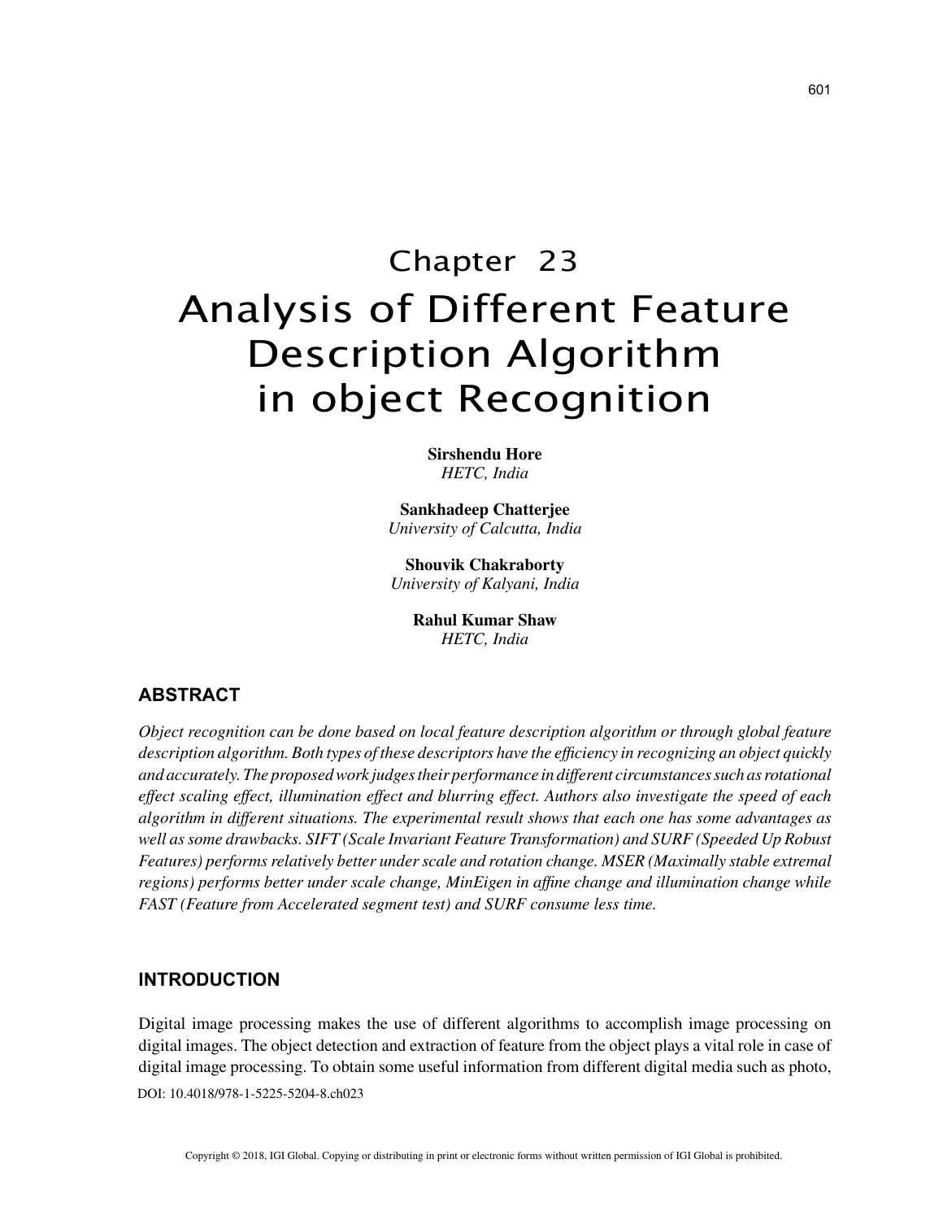# Chapter 23
# Analysis of Different Feature Description Algorithm in object Recognition

**Sirshendu Hore**
*HETC, India*

**Sankhadeep Chatterjee**
*University of Calcutta, India*

**Shouvik Chakraborty**
*University of Kalyani, India*

**Rahul Kumar Shaw**
*HETC, India*

## ABSTRACT

*Object recognition can be done based on local feature description algorithm or through global feature description algorithm. Both types of these descriptors have the efficiency in recognizing an object quickly and accurately. The proposed work judges their performance in different circumstances such as rotational effect scaling effect, illumination effect and blurring effect. Authors also investigate the speed of each algorithm in different situations. The experimental result shows that each one has some advantages as well as some drawbacks. SIFT (Scale Invariant Feature Transformation) and SURF (Speeded Up Robust Features) performs relatively better under scale and rotation change. MSER (Maximally stable extremal regions) performs better under scale change, MinEigen in affine change and illumination change while FAST (Feature from Accelerated segment test) and SURF consume less time.*

## INTRODUCTION

Digital image processing makes the use of different algorithms to accomplish image processing on digital images. The object detection and extraction of feature from the object plays a vital role in case of digital image processing. To obtain some useful information from different digital media such as photo,

DOI: 10.4018/978-1-5225-5204-8.ch023

Copyright © 2018, IGI Global. Copying or distributing in print or electronic forms without written permission of IGI Global is prohibited.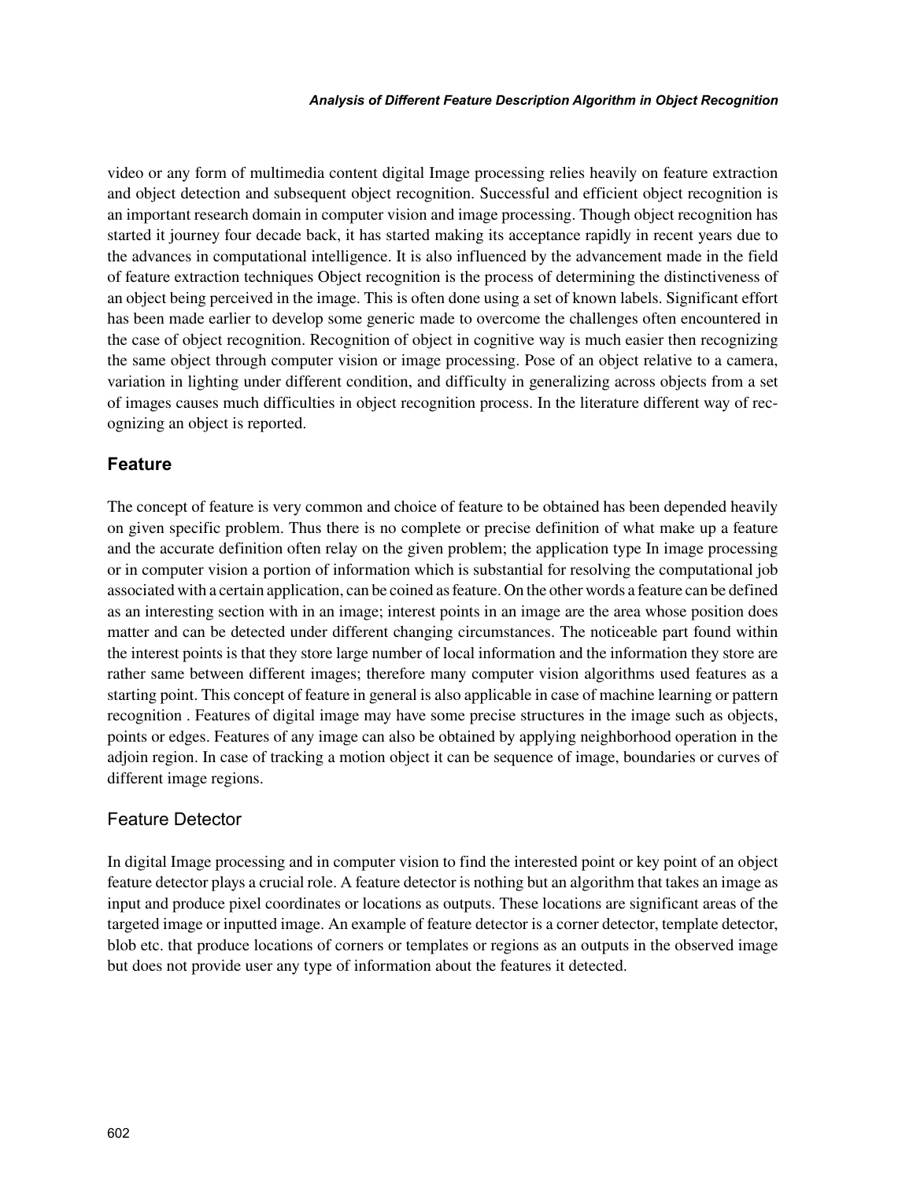video or any form of multimedia content digital Image processing relies heavily on feature extraction and object detection and subsequent object recognition. Successful and efficient object recognition is an important research domain in computer vision and image processing. Though object recognition has started it journey four decade back, it has started making its acceptance rapidly in recent years due to the advances in computational intelligence. It is also influenced by the advancement made in the field of feature extraction techniques Object recognition is the process of determining the distinctiveness of an object being perceived in the image. This is often done using a set of known labels. Significant effort has been made earlier to develop some generic made to overcome the challenges often encountered in the case of object recognition. Recognition of object in cognitive way is much easier then recognizing the same object through computer vision or image processing. Pose of an object relative to a camera, variation in lighting under different condition, and difficulty in generalizing across objects from a set of images causes much difficulties in object recognition process. In the literature different way of recognizing an object is reported.

## Feature

The concept of feature is very common and choice of feature to be obtained has been depended heavily on given specific problem. Thus there is no complete or precise definition of what make up a feature and the accurate definition often relay on the given problem; the application type In image processing or in computer vision a portion of information which is substantial for resolving the computational job associated with a certain application, can be coined as feature. On the other words a feature can be defined as an interesting section with in an image; interest points in an image are the area whose position does matter and can be detected under different changing circumstances. The noticeable part found within the interest points is that they store large number of local information and the information they store are rather same between different images; therefore many computer vision algorithms used features as a starting point. This concept of feature in general is also applicable in case of machine learning or pattern recognition . Features of digital image may have some precise structures in the image such as objects, points or edges. Features of any image can also be obtained by applying neighborhood operation in the adjoin region. In case of tracking a motion object it can be sequence of image, boundaries or curves of different image regions.

### Feature Detector

In digital Image processing and in computer vision to find the interested point or key point of an object feature detector plays a crucial role. A feature detector is nothing but an algorithm that takes an image as input and produce pixel coordinates or locations as outputs. These locations are significant areas of the targeted image or inputted image. An example of feature detector is a corner detector, template detector, blob etc. that produce locations of corners or templates or regions as an outputs in the observed image but does not provide user any type of information about the features it detected.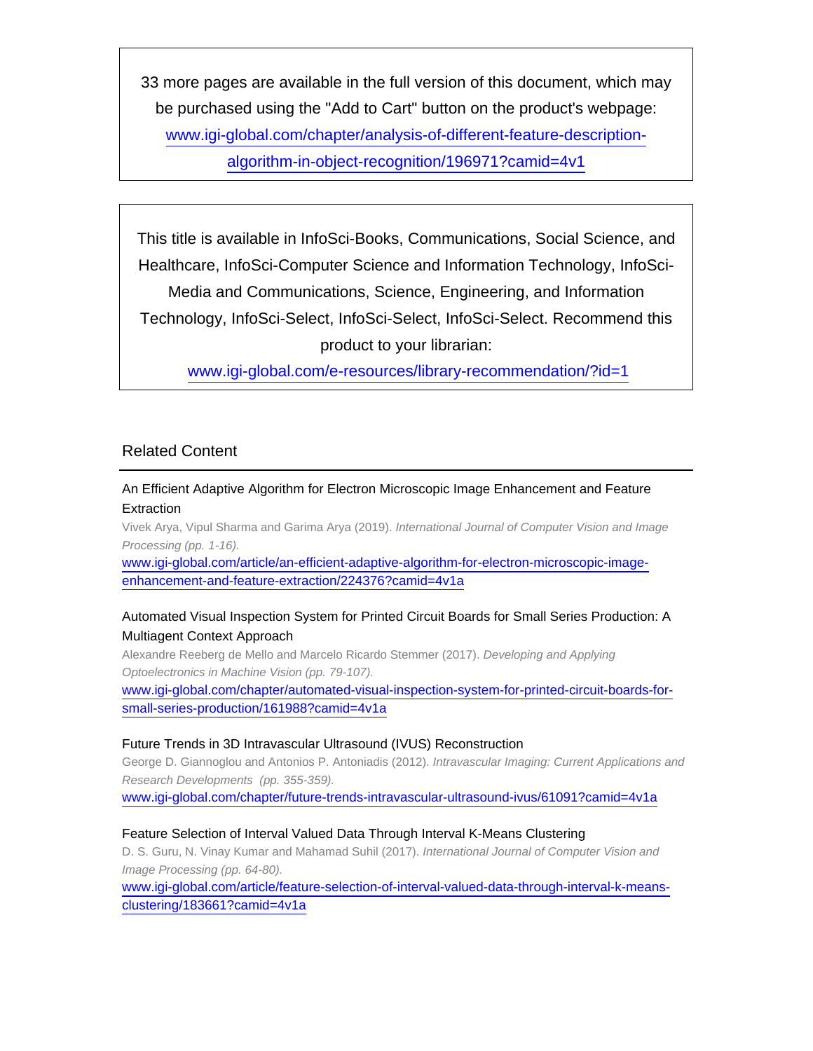33 more pages are available in the full version of this document, which may be purchased using the "Add to Cart" button on the product's webpage:
www.igi-global.com/chapter/analysis-of-different-feature-description-algorithm-in-object-recognition/196971?camid=4v1

This title is available in InfoSci-Books, Communications, Social Science, and Healthcare, InfoSci-Computer Science and Information Technology, InfoSci-Media and Communications, Science, Engineering, and Information Technology, InfoSci-Select, InfoSci-Select, InfoSci-Select. Recommend this product to your librarian:
www.igi-global.com/e-resources/library-recommendation/?id=1

## Related Content

An Efficient Adaptive Algorithm for Electron Microscopic Image Enhancement and Feature Extraction
Vivek Arya, Vipul Sharma and Garima Arya (2019). *International Journal of Computer Vision and Image Processing (pp. 1-16).*
www.igi-global.com/article/an-efficient-adaptive-algorithm-for-electron-microscopic-image-enhancement-and-feature-extraction/224376?camid=4v1a

Automated Visual Inspection System for Printed Circuit Boards for Small Series Production: A Multiagent Context Approach
Alexandre Reeberg de Mello and Marcelo Ricardo Stemmer (2017). *Developing and Applying Optoelectronics in Machine Vision (pp. 79-107).*
www.igi-global.com/chapter/automated-visual-inspection-system-for-printed-circuit-boards-for-small-series-production/161988?camid=4v1a

Future Trends in 3D Intravascular Ultrasound (IVUS) Reconstruction
George D. Giannoglou and Antonios P. Antoniadis (2012). *Intravascular Imaging: Current Applications and Research Developments (pp. 355-359).*
www.igi-global.com/chapter/future-trends-intravascular-ultrasound-ivus/61091?camid=4v1a

Feature Selection of Interval Valued Data Through Interval K-Means Clustering
D. S. Guru, N. Vinay Kumar and Mahamad Suhil (2017). *International Journal of Computer Vision and Image Processing (pp. 64-80).*
www.igi-global.com/article/feature-selection-of-interval-valued-data-through-interval-k-means-clustering/183661?camid=4v1a